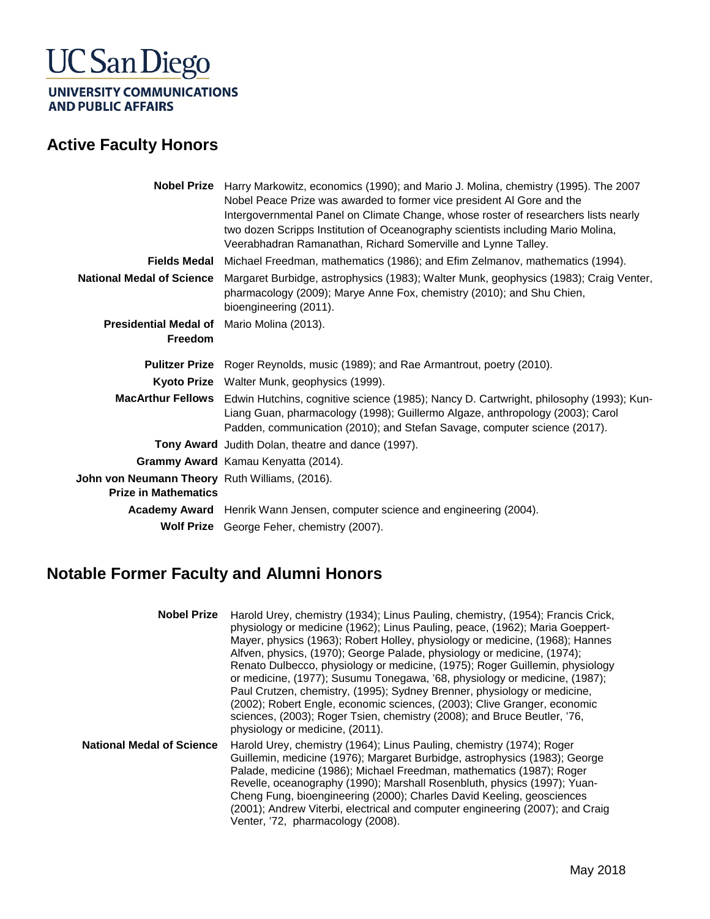# UC San Diego

**UNIVERSITY COMMUNICATIONS AND PUBLIC AFFAIRS**

## Active Faculty Honors

| | |
|---|---|
| **Nobel Prize** | Harry Markowitz, economics (1990); and Mario J. Molina, chemistry (1995). The 2007 Nobel Peace Prize was awarded to former vice president Al Gore and the Intergovernmental Panel on Climate Change, whose roster of researchers lists nearly two dozen Scripps Institution of Oceanography scientists including Mario Molina, Veerabhadran Ramanathan, Richard Somerville and Lynne Talley. |
| **Fields Medal** | Michael Freedman, mathematics (1986); and Efim Zelmanov, mathematics (1994). |
| **National Medal of Science** | Margaret Burbidge, astrophysics (1983); Walter Munk, geophysics (1983); Craig Venter, pharmacology (2009); Marye Anne Fox, chemistry (2010); and Shu Chien, bioengineering (2011). |
| **Presidential Medal of Freedom** | Mario Molina (2013). |
| **Pulitzer Prize** | Roger Reynolds, music (1989); and Rae Armantrout, poetry (2010). |
| **Kyoto Prize** | Walter Munk, geophysics (1999). |
| **MacArthur Fellows** | Edwin Hutchins, cognitive science (1985); Nancy D. Cartwright, philosophy (1993); Kun-Liang Guan, pharmacology (1998); Guillermo Algaze, anthropology (2003); Carol Padden, communication (2010); and Stefan Savage, computer science (2017). |
| **Tony Award** | Judith Dolan, theatre and dance (1997). |
| **Grammy Award** | Kamau Kenyatta (2014). |
| **John von Neumann Theory Prize in Mathematics** | Ruth Williams, (2016). |
| **Academy Award** | Henrik Wann Jensen, computer science and engineering (2004). |
| **Wolf Prize** | George Feher, chemistry (2007). |

## Notable Former Faculty and Alumni Honors

| | |
|---|---|
| **Nobel Prize** | Harold Urey, chemistry (1934); Linus Pauling, chemistry, (1954); Francis Crick, physiology or medicine (1962); Linus Pauling, peace, (1962); Maria Goeppert-Mayer, physics (1963); Robert Holley, physiology or medicine, (1968); Hannes Alfven, physics, (1970); George Palade, physiology or medicine, (1974); Renato Dulbecco, physiology or medicine, (1975); Roger Guillemin, physiology or medicine, (1977); Susumu Tonegawa, '68, physiology or medicine, (1987); Paul Crutzen, chemistry, (1995); Sydney Brenner, physiology or medicine, (2002); Robert Engle, economic sciences, (2003); Clive Granger, economic sciences, (2003); Roger Tsien, chemistry (2008); and Bruce Beutler, '76, physiology or medicine, (2011). |
| **National Medal of Science** | Harold Urey, chemistry (1964); Linus Pauling, chemistry (1974); Roger Guillemin, medicine (1976); Margaret Burbidge, astrophysics (1983); George Palade, medicine (1986); Michael Freedman, mathematics (1987); Roger Revelle, oceanography (1990); Marshall Rosenbluth, physics (1997); Yuan-Cheng Fung, bioengineering (2000); Charles David Keeling, geosciences (2001); Andrew Viterbi, electrical and computer engineering (2007); and Craig Venter, '72, pharmacology (2008). |

May 2018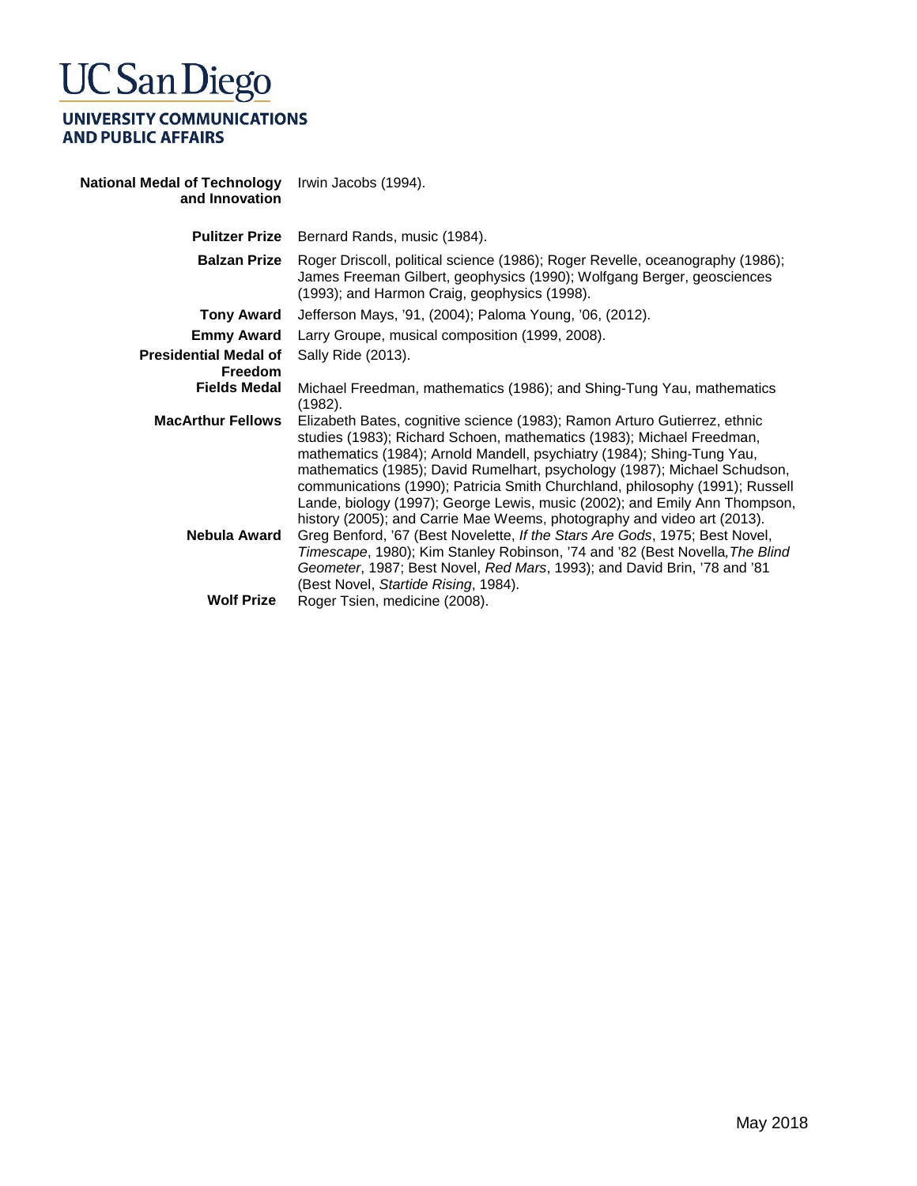| | |
|---|---|
| **National Medal of Technology and Innovation** | Irwin Jacobs (1994). |
| **Pulitzer Prize** | Bernard Rands, music (1984). |
| **Balzan Prize** | Roger Driscoll, political science (1986); Roger Revelle, oceanography (1986); James Freeman Gilbert, geophysics (1990); Wolfgang Berger, geosciences (1993); and Harmon Craig, geophysics (1998). |
| **Tony Award** | Jefferson Mays, '91, (2004); Paloma Young, '06, (2012). |
| **Emmy Award** | Larry Groupe, musical composition (1999, 2008). |
| **Presidential Medal of Freedom** | Sally Ride (2013). |
| **Fields Medal** | Michael Freedman, mathematics (1986); and Shing-Tung Yau, mathematics (1982). |
| **MacArthur Fellows** | Elizabeth Bates, cognitive science (1983); Ramon Arturo Gutierrez, ethnic studies (1983); Richard Schoen, mathematics (1983); Michael Freedman, mathematics (1984); Arnold Mandell, psychiatry (1984); Shing-Tung Yau, mathematics (1985); David Rumelhart, psychology (1987); Michael Schudson, communications (1990); Patricia Smith Churchland, philosophy (1991); Russell Lande, biology (1997); George Lewis, music (2002); and Emily Ann Thompson, history (2005); and Carrie Mae Weems, photography and video art (2013). |
| **Nebula Award** | Greg Benford, '67 (Best Novelette, *If the Stars Are Gods*, 1975; Best Novel, *Timescape*, 1980); Kim Stanley Robinson, '74 and '82 (Best Novella, *The Blind Geometer*, 1987; Best Novel, *Red Mars*, 1993); and David Brin, '78 and '81 (Best Novel, *Startide Rising*, 1984). |
| **Wolf Prize** | Roger Tsien, medicine (2008). |

May 2018